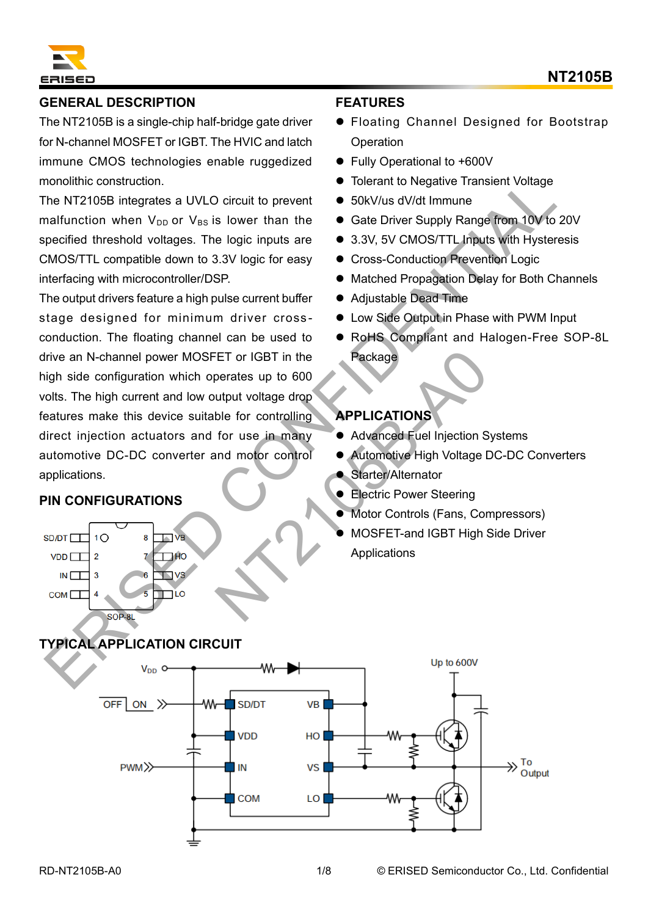# NT2105B

## GENERAL DESCRIPTION

The NT2105B is a single-chip half-bridge gate driver for N-channel MOSFET or IGBT. The HVIC and latch immune CMOS technologies enable ruggedized monolithic construction.

The NT2105B integrates a UVLO circuit to prevent malfunction when $V_{DD}$ or $V_{BS}$ is lower than the specified threshold voltages. The logic inputs are CMOS/TTL compatible down to 3.3V logic for easy interfacing with microcontroller/DSP.

The output drivers feature a high pulse current buffer stage designed for minimum driver cross-conduction. The floating channel can be used to drive an N-channel power MOSFET or IGBT in the high side configuration which operates up to 600 volts. The high current and low output voltage drop features make this device suitable for controlling direct injection actuators and for use in many automotive DC-DC converter and motor control applications.

## FEATURES

- Floating Channel Designed for Bootstrap Operation
- Fully Operational to +600V
- Tolerant to Negative Transient Voltage
- 50kV/us dV/dt Immune
- Gate Driver Supply Range from 10V to 20V
- 3.3V, 5V CMOS/TTL Inputs with Hysteresis
- Cross-Conduction Prevention Logic
- Matched Propagation Delay for Both Channels
- Adjustable Dead Time
- Low Side Output in Phase with PWM Input
- RoHS Compliant and Halogen-Free SOP-8L Package

## APPLICATIONS

- Advanced Fuel Injection Systems
- Automotive High Voltage DC-DC Converters
- Starter/Alternator
- Electric Power Steering
- Motor Controls (Fans, Compressors)
- MOSFET-and IGBT High Side Driver Applications

## PIN CONFIGURATIONS

| Pin | Name | Pin | Name |
|---|---|---|---|
| 1 | SD/DT | 8 | VB |
| 2 | VDD | 7 | HO |
| 3 | IN | 6 | VS |
| 4 | COM | 5 | LO |

SOP-8L

## TYPICAL APPLICATION CIRCUIT

$V_{DD}$, OFF ON, PWM, SD/DT, VDD, IN, COM, VB, HO, VS, LO, Up to 600V, To Output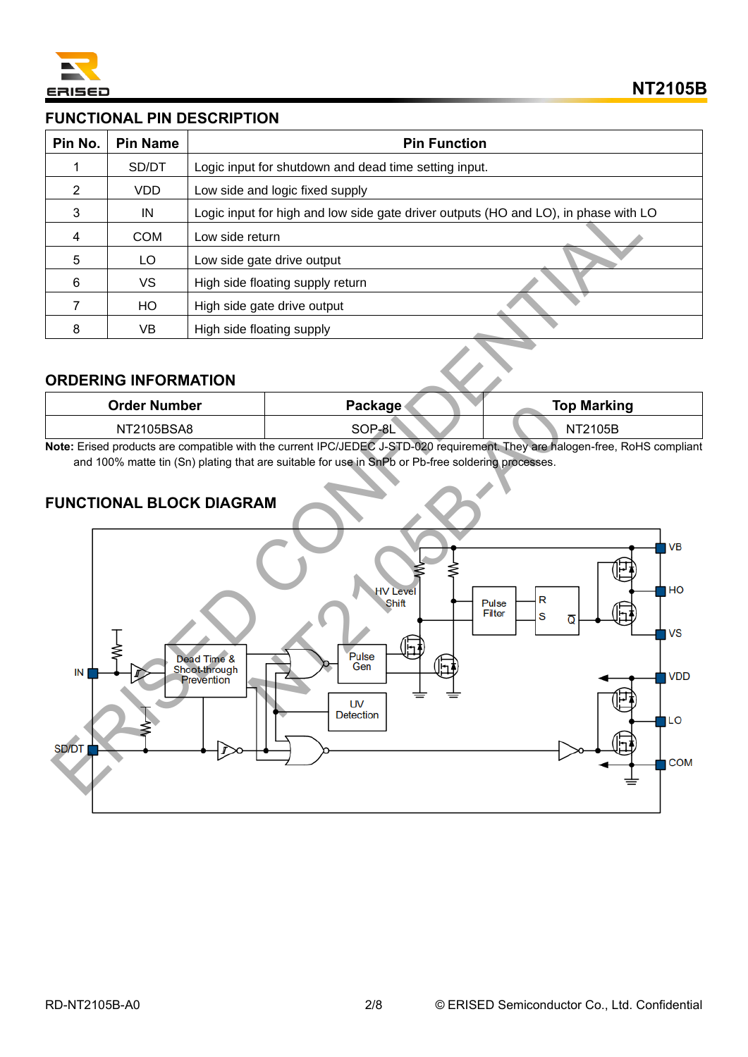## FUNCTIONAL PIN DESCRIPTION

| Pin No. | Pin Name | Pin Function |
|---|---|---|
| 1 | SD/DT | Logic input for shutdown and dead time setting input. |
| 2 | VDD | Low side and logic fixed supply |
| 3 | IN | Logic input for high and low side gate driver outputs (HO and LO), in phase with LO |
| 4 | COM | Low side return |
| 5 | LO | Low side gate drive output |
| 6 | VS | High side floating supply return |
| 7 | HO | High side gate drive output |
| 8 | VB | High side floating supply |

## ORDERING INFORMATION

| Order Number | Package | Top Marking |
|---|---|---|
| NT2105BSA8 | SOP-8L | NT2105B |

**Note:** Erised products are compatible with the current IPC/JEDEC J-STD-020 requirement. They are halogen-free, RoHS compliant and 100% matte tin (Sn) plating that are suitable for use in SnPb or Pb-free soldering processes.

## FUNCTIONAL BLOCK DIAGRAM

VB
HO
VS
VDD
LO
COM
IN
SD/DT
Dead Time & Shoot-through Prevention
Pulse Gen
UV Detection
HV Level Shift
Pulse Filter
R
S
Q̄